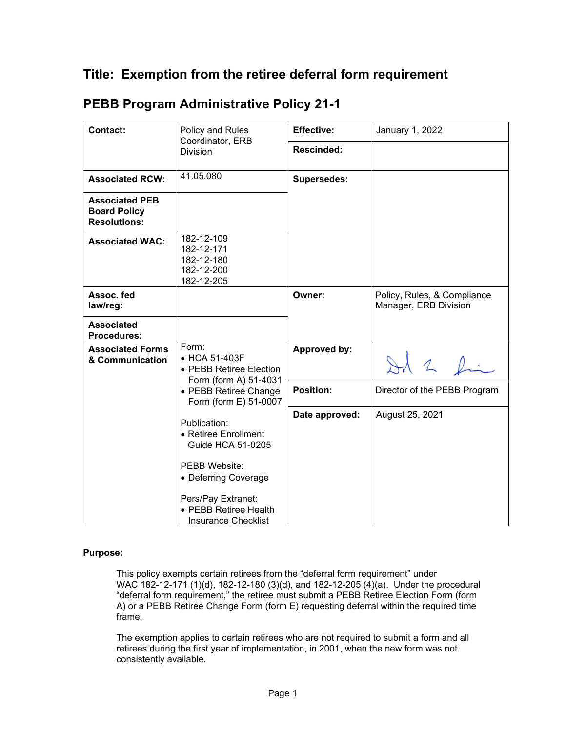# Title: Exemption from the retiree deferral form requirement

# PEBB Program Administrative Policy 21-1

| Contact: | Policy and Rules Coordinator, ERB Division | Effective: | January 1, 2022 |
|---|---|---|---|
| | | Rescinded: | |
| Associated RCW: | 41.05.080 | Supersedes: | |
| Associated PEB Board Policy Resolutions: | | | |
| Associated WAC: | 182-12-109<br>182-12-171<br>182-12-180<br>182-12-200<br>182-12-205 | | |
| Assoc. fed law/reg: | | Owner: | Policy, Rules, & Compliance Manager, ERB Division |
| Associated Procedures: | | | |
| Associated Forms & Communication | Form:<br>• HCA 51-403F<br>• PEBB Retiree Election Form (form A) 51-4031<br>• PEBB Retiree Change Form (form E) 51-0007<br><br>Publication:<br>• Retiree Enrollment Guide HCA 51-0205<br><br>PEBB Website:<br>• Deferring Coverage<br><br>Pers/Pay Extranet:<br>• PEBB Retiree Health Insurance Checklist | Approved by: | [signature] |
| | | Position: | Director of the PEBB Program |
| | | Date approved: | August 25, 2021 |

**Purpose:**

This policy exempts certain retirees from the "deferral form requirement" under WAC 182-12-171 (1)(d), 182-12-180 (3)(d), and 182-12-205 (4)(a). Under the procedural "deferral form requirement," the retiree must submit a PEBB Retiree Election Form (form A) or a PEBB Retiree Change Form (form E) requesting deferral within the required time frame.

The exemption applies to certain retirees who are not required to submit a form and all retirees during the first year of implementation, in 2001, when the new form was not consistently available.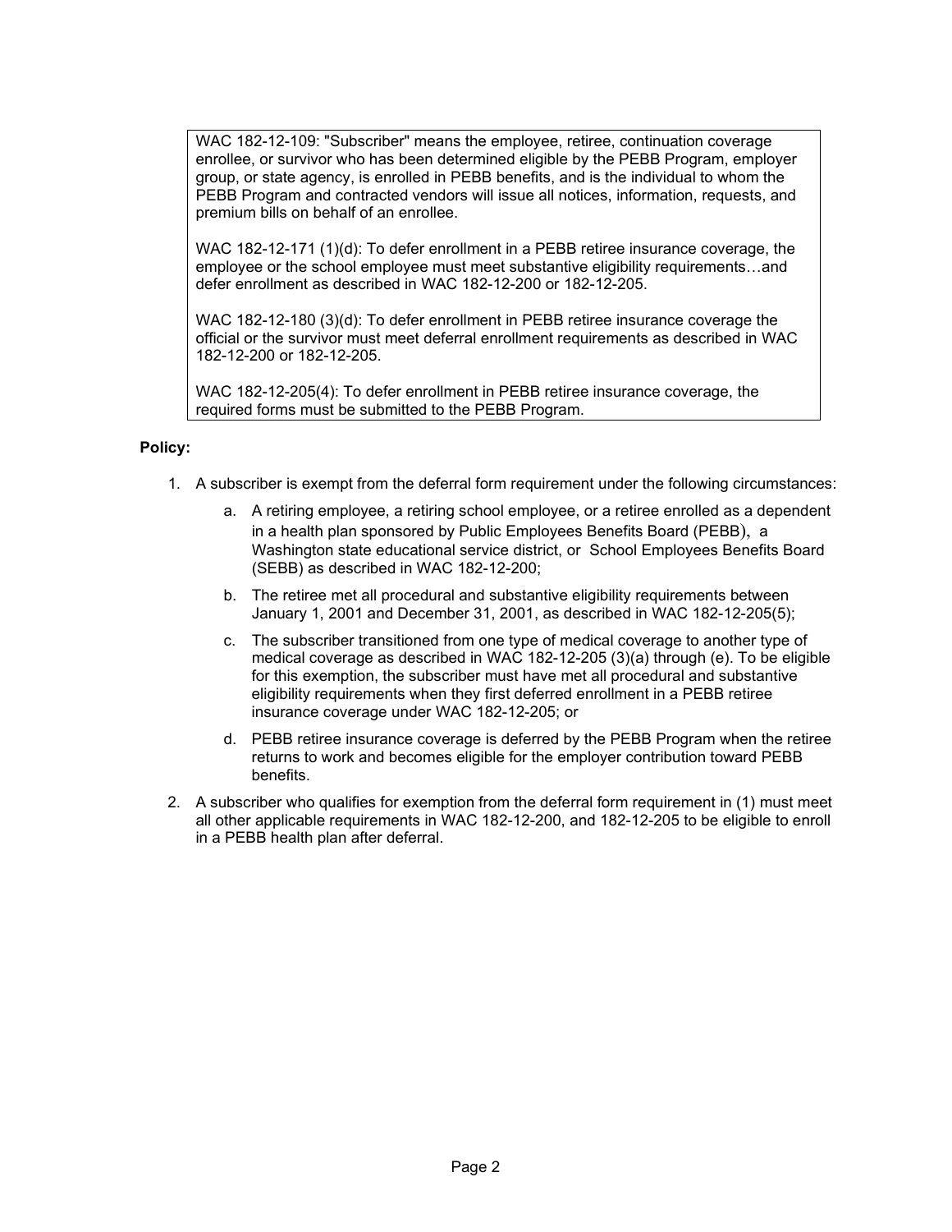WAC 182-12-109: "Subscriber" means the employee, retiree, continuation coverage enrollee, or survivor who has been determined eligible by the PEBB Program, employer group, or state agency, is enrolled in PEBB benefits, and is the individual to whom the PEBB Program and contracted vendors will issue all notices, information, requests, and premium bills on behalf of an enrollee.

WAC 182-12-171 (1)(d): To defer enrollment in a PEBB retiree insurance coverage, the employee or the school employee must meet substantive eligibility requirements…and defer enrollment as described in WAC 182-12-200 or 182-12-205.

WAC 182-12-180 (3)(d): To defer enrollment in PEBB retiree insurance coverage the official or the survivor must meet deferral enrollment requirements as described in WAC 182-12-200 or 182-12-205.

WAC 182-12-205(4): To defer enrollment in PEBB retiree insurance coverage, the required forms must be submitted to the PEBB Program.

**Policy:**

1. A subscriber is exempt from the deferral form requirement under the following circumstances:
   a. A retiring employee, a retiring school employee, or a retiree enrolled as a dependent in a health plan sponsored by Public Employees Benefits Board (PEBB), a Washington state educational service district, or School Employees Benefits Board (SEBB) as described in WAC 182-12-200;
   b. The retiree met all procedural and substantive eligibility requirements between January 1, 2001 and December 31, 2001, as described in WAC 182-12-205(5);
   c. The subscriber transitioned from one type of medical coverage to another type of medical coverage as described in WAC 182-12-205 (3)(a) through (e). To be eligible for this exemption, the subscriber must have met all procedural and substantive eligibility requirements when they first deferred enrollment in a PEBB retiree insurance coverage under WAC 182-12-205; or
   d. PEBB retiree insurance coverage is deferred by the PEBB Program when the retiree returns to work and becomes eligible for the employer contribution toward PEBB benefits.
2. A subscriber who qualifies for exemption from the deferral form requirement in (1) must meet all other applicable requirements in WAC 182-12-200, and 182-12-205 to be eligible to enroll in a PEBB health plan after deferral.